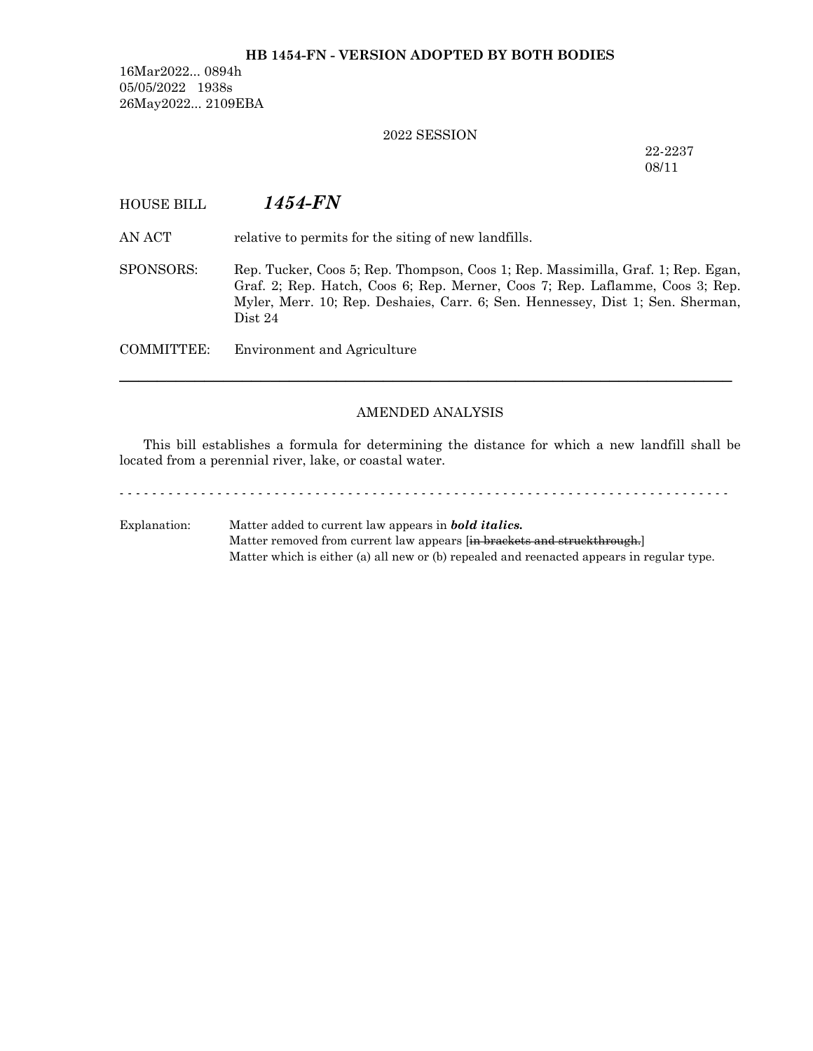**HB 1454-FN - VERSION ADOPTED BY BOTH BODIES**

16Mar2022... 0894h
05/05/2022 1938s
26May2022... 2109EBA

2022 SESSION

22-2237
08/11

HOUSE BILL ***1454-FN***

AN ACT relative to permits for the siting of new landfills.

SPONSORS: Rep. Tucker, Coos 5; Rep. Thompson, Coos 1; Rep. Massimilla, Graf. 1; Rep. Egan, Graf. 2; Rep. Hatch, Coos 6; Rep. Merner, Coos 7; Rep. Laflamme, Coos 3; Rep. Myler, Merr. 10; Rep. Deshaies, Carr. 6; Sen. Hennessey, Dist 1; Sen. Sherman, Dist 24

COMMITTEE: Environment and Agriculture

---

AMENDED ANALYSIS

This bill establishes a formula for determining the distance for which a new landfill shall be located from a perennial river, lake, or coastal water.

- - - - - - - - - - - - - - - - - - - - - - - - - - - - - - - - - - - - - - - - - - - - - - - - - - - - - - - - - - - - - - - - - - - - - - - - - - -

Explanation: Matter added to current law appears in ***bold italics.***
Matter removed from current law appears [~~in brackets and struckthrough.~~]
Matter which is either (a) all new or (b) repealed and reenacted appears in regular type.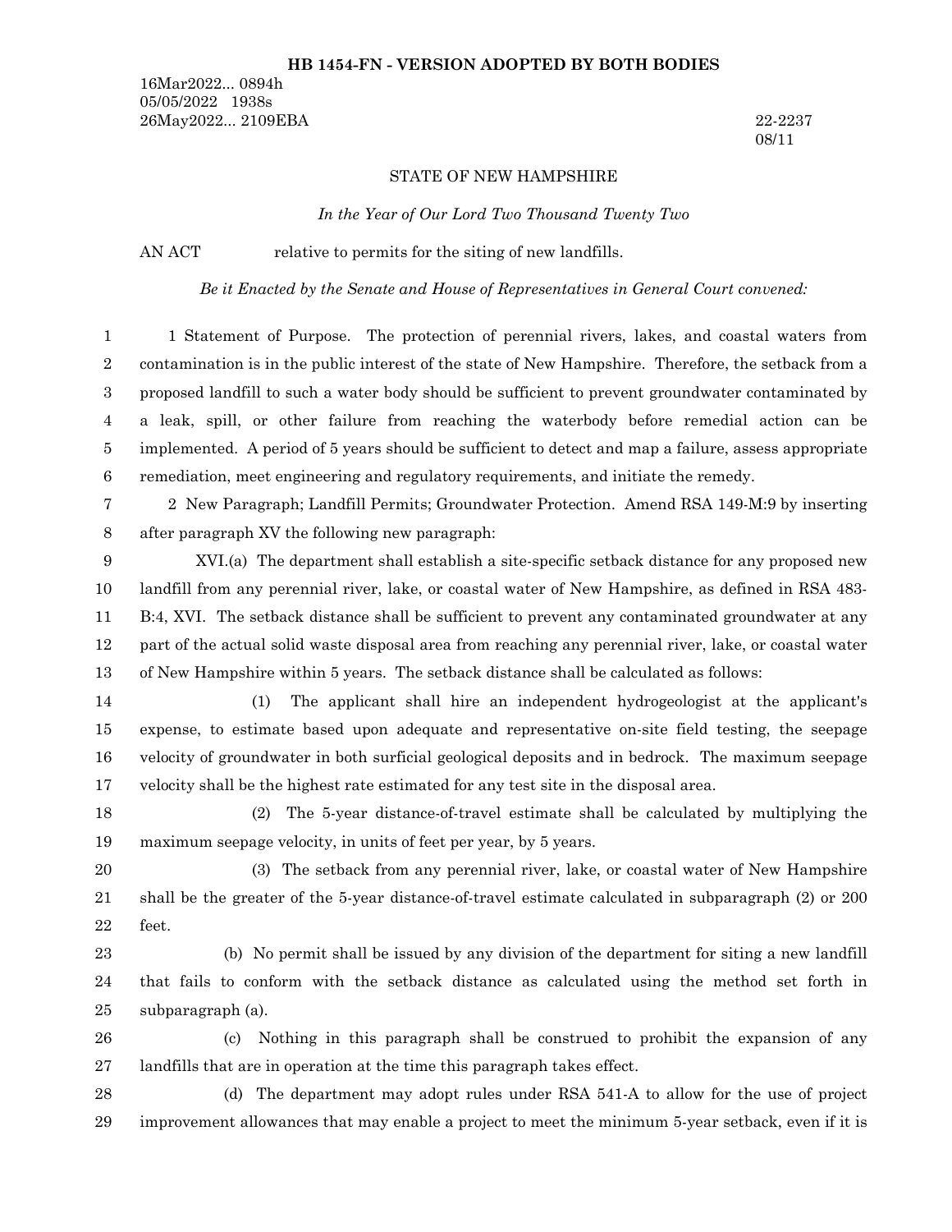**HB 1454-FN - VERSION ADOPTED BY BOTH BODIES**

16Mar2022... 0894h
05/05/2022 1938s
26May2022... 2109EBA

22-2237
08/11

STATE OF NEW HAMPSHIRE

*In the Year of Our Lord Two Thousand Twenty Two*

AN ACT relative to permits for the siting of new landfills.

*Be it Enacted by the Senate and House of Representatives in General Court convened:*

1 Statement of Purpose. The protection of perennial rivers, lakes, and coastal waters from contamination is in the public interest of the state of New Hampshire. Therefore, the setback from a proposed landfill to such a water body should be sufficient to prevent groundwater contaminated by a leak, spill, or other failure from reaching the waterbody before remedial action can be implemented. A period of 5 years should be sufficient to detect and map a failure, assess appropriate remediation, meet engineering and regulatory requirements, and initiate the remedy.

2 New Paragraph; Landfill Permits; Groundwater Protection. Amend RSA 149-M:9 by inserting after paragraph XV the following new paragraph:

XVI.(a) The department shall establish a site-specific setback distance for any proposed new landfill from any perennial river, lake, or coastal water of New Hampshire, as defined in RSA 483-B:4, XVI. The setback distance shall be sufficient to prevent any contaminated groundwater at any part of the actual solid waste disposal area from reaching any perennial river, lake, or coastal water of New Hampshire within 5 years. The setback distance shall be calculated as follows:

(1) The applicant shall hire an independent hydrogeologist at the applicant's expense, to estimate based upon adequate and representative on-site field testing, the seepage velocity of groundwater in both surficial geological deposits and in bedrock. The maximum seepage velocity shall be the highest rate estimated for any test site in the disposal area.

(2) The 5-year distance-of-travel estimate shall be calculated by multiplying the maximum seepage velocity, in units of feet per year, by 5 years.

(3) The setback from any perennial river, lake, or coastal water of New Hampshire shall be the greater of the 5-year distance-of-travel estimate calculated in subparagraph (2) or 200 feet.

(b) No permit shall be issued by any division of the department for siting a new landfill that fails to conform with the setback distance as calculated using the method set forth in subparagraph (a).

(c) Nothing in this paragraph shall be construed to prohibit the expansion of any landfills that are in operation at the time this paragraph takes effect.

(d) The department may adopt rules under RSA 541-A to allow for the use of project improvement allowances that may enable a project to meet the minimum 5-year setback, even if it is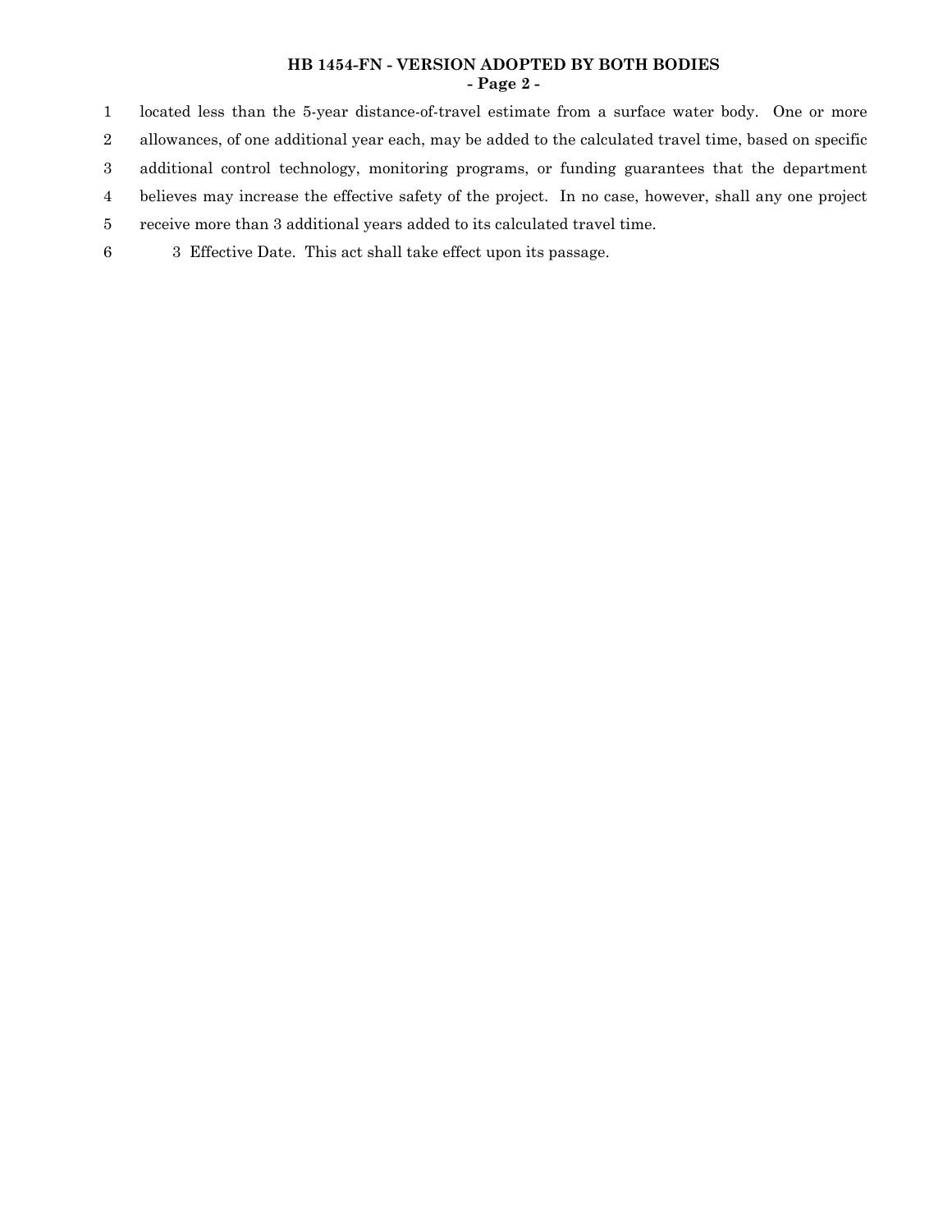located less than the 5-year distance-of-travel estimate from a surface water body. One or more allowances, of one additional year each, may be added to the calculated travel time, based on specific additional control technology, monitoring programs, or funding guarantees that the department believes may increase the effective safety of the project. In no case, however, shall any one project receive more than 3 additional years added to its calculated travel time.

3 Effective Date. This act shall take effect upon its passage.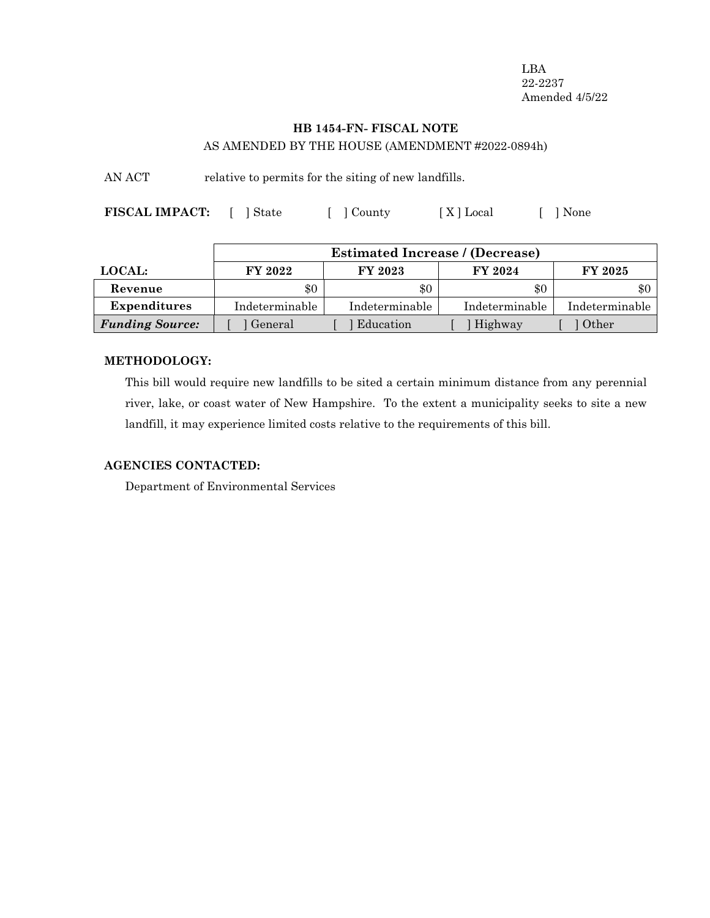LBA
22-2237
Amended 4/5/22

**HB 1454-FN- FISCAL NOTE**

AS AMENDED BY THE HOUSE (AMENDMENT #2022-0894h)

AN ACT relative to permits for the siting of new landfills.

**FISCAL IMPACT:** [ ] State [ ] County [ X ] Local [ ] None

| | **Estimated Increase / (Decrease)** | | | |
|---|---|---|---|---|
| **LOCAL:** | **FY 2022** | **FY 2023** | **FY 2024** | **FY 2025** |
| **Revenue** | $0 | $0 | $0 | $0 |
| **Expenditures** | Indeterminable | Indeterminable | Indeterminable | Indeterminable |
| ***Funding Source:*** | [ ] General | [ ] Education | [ ] Highway | [ ] Other |

**METHODOLOGY:**

This bill would require new landfills to be sited a certain minimum distance from any perennial river, lake, or coast water of New Hampshire. To the extent a municipality seeks to site a new landfill, it may experience limited costs relative to the requirements of this bill.

**AGENCIES CONTACTED:**

Department of Environmental Services